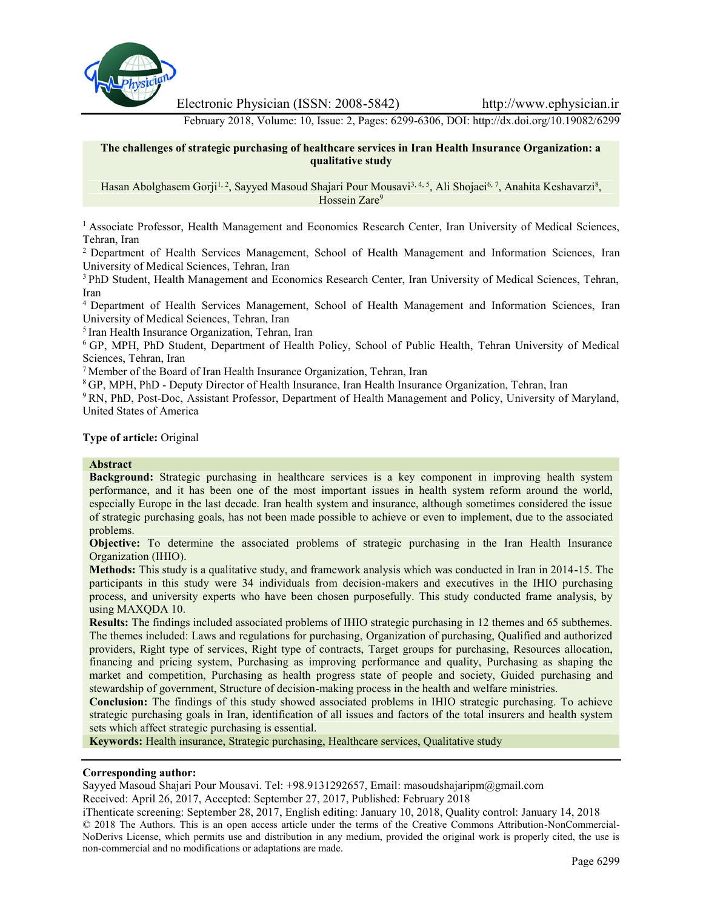# The challenges of strategic purchasing of healthcare services in Iran Health Insurance Organization: a qualitative study

Hasan Abolghasem Gorji[1, 2], Sayyed Masoud Shajari Pour Mousavi[3, 4, 5], Ali Shojaei[6, 7], Anahita Keshavarzi[8], Hossein Zare[9]

[1] Associate Professor, Health Management and Economics Research Center, Iran University of Medical Sciences, Tehran, Iran

[2] Department of Health Services Management, School of Health Management and Information Sciences, Iran University of Medical Sciences, Tehran, Iran

[3] PhD Student, Health Management and Economics Research Center, Iran University of Medical Sciences, Tehran, Iran

[4] Department of Health Services Management, School of Health Management and Information Sciences, Iran University of Medical Sciences, Tehran, Iran

[5] Iran Health Insurance Organization, Tehran, Iran

[6] GP, MPH, PhD Student, Department of Health Policy, School of Public Health, Tehran University of Medical Sciences, Tehran, Iran

[7] Member of the Board of Iran Health Insurance Organization, Tehran, Iran

[8] GP, MPH, PhD - Deputy Director of Health Insurance, Iran Health Insurance Organization, Tehran, Iran

[9] RN, PhD, Post-Doc, Assistant Professor, Department of Health Management and Policy, University of Maryland, United States of America

**Type of article:** Original

## Abstract

**Background:** Strategic purchasing in healthcare services is a key component in improving health system performance, and it has been one of the most important issues in health system reform around the world, especially Europe in the last decade. Iran health system and insurance, although sometimes considered the issue of strategic purchasing goals, has not been made possible to achieve or even to implement, due to the associated problems.

**Objective:** To determine the associated problems of strategic purchasing in the Iran Health Insurance Organization (IHIO).

**Methods:** This study is a qualitative study, and framework analysis which was conducted in Iran in 2014-15. The participants in this study were 34 individuals from decision-makers and executives in the IHIO purchasing process, and university experts who have been chosen purposefully. This study conducted frame analysis, by using MAXQDA 10.

**Results:** The findings included associated problems of IHIO strategic purchasing in 12 themes and 65 subthemes. The themes included: Laws and regulations for purchasing, Organization of purchasing, Qualified and authorized providers, Right type of services, Right type of contracts, Target groups for purchasing, Resources allocation, financing and pricing system, Purchasing as improving performance and quality, Purchasing as shaping the market and competition, Purchasing as health progress state of people and society, Guided purchasing and stewardship of government, Structure of decision-making process in the health and welfare ministries.

**Conclusion:** The findings of this study showed associated problems in IHIO strategic purchasing. To achieve strategic purchasing goals in Iran, identification of all issues and factors of the total insurers and health system sets which affect strategic purchasing is essential.

**Keywords:** Health insurance, Strategic purchasing, Healthcare services, Qualitative study

---

**Corresponding author:**

Sayyed Masoud Shajari Pour Mousavi. Tel: +98.9131292657, Email: masoudshajaripm@gmail.com

Received: April 26, 2017, Accepted: September 27, 2017, Published: February 2018

iThenticate screening: September 28, 2017, English editing: January 10, 2018, Quality control: January 14, 2018

© 2018 The Authors. This is an open access article under the terms of the Creative Commons Attribution-NonCommercial-NoDerivs License, which permits use and distribution in any medium, provided the original work is properly cited, the use is non-commercial and no modifications or adaptations are made.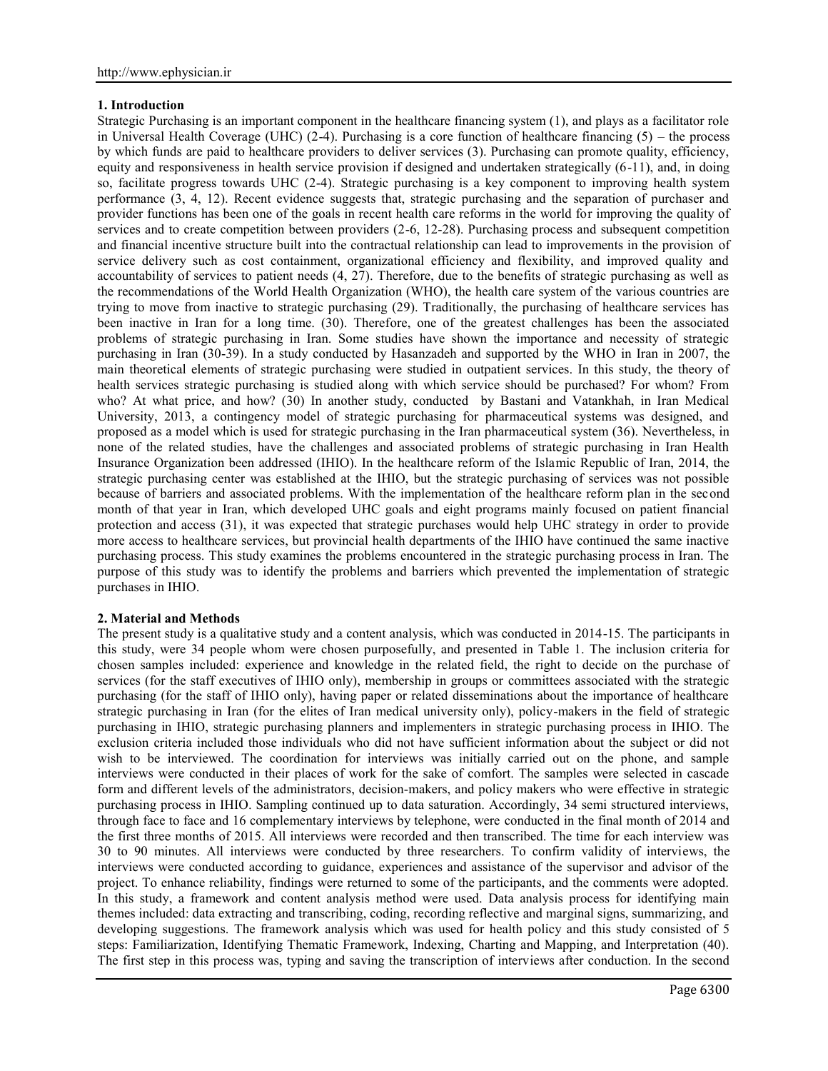## 1. Introduction

Strategic Purchasing is an important component in the healthcare financing system (1), and plays as a facilitator role in Universal Health Coverage (UHC) (2-4). Purchasing is a core function of healthcare financing (5) – the process by which funds are paid to healthcare providers to deliver services (3). Purchasing can promote quality, efficiency, equity and responsiveness in health service provision if designed and undertaken strategically (6-11), and, in doing so, facilitate progress towards UHC (2-4). Strategic purchasing is a key component to improving health system performance (3, 4, 12). Recent evidence suggests that, strategic purchasing and the separation of purchaser and provider functions has been one of the goals in recent health care reforms in the world for improving the quality of services and to create competition between providers (2-6, 12-28). Purchasing process and subsequent competition and financial incentive structure built into the contractual relationship can lead to improvements in the provision of service delivery such as cost containment, organizational efficiency and flexibility, and improved quality and accountability of services to patient needs (4, 27). Therefore, due to the benefits of strategic purchasing as well as the recommendations of the World Health Organization (WHO), the health care system of the various countries are trying to move from inactive to strategic purchasing (29). Traditionally, the purchasing of healthcare services has been inactive in Iran for a long time. (30). Therefore, one of the greatest challenges has been the associated problems of strategic purchasing in Iran. Some studies have shown the importance and necessity of strategic purchasing in Iran (30-39). In a study conducted by Hasanzadeh and supported by the WHO in Iran in 2007, the main theoretical elements of strategic purchasing were studied in outpatient services. In this study, the theory of health services strategic purchasing is studied along with which service should be purchased? For whom? From who? At what price, and how? (30) In another study, conducted by Bastani and Vatankhah, in Iran Medical University, 2013, a contingency model of strategic purchasing for pharmaceutical systems was designed, and proposed as a model which is used for strategic purchasing in the Iran pharmaceutical system (36). Nevertheless, in none of the related studies, have the challenges and associated problems of strategic purchasing in Iran Health Insurance Organization been addressed (IHIO). In the healthcare reform of the Islamic Republic of Iran, 2014, the strategic purchasing center was established at the IHIO, but the strategic purchasing of services was not possible because of barriers and associated problems. With the implementation of the healthcare reform plan in the second month of that year in Iran, which developed UHC goals and eight programs mainly focused on patient financial protection and access (31), it was expected that strategic purchases would help UHC strategy in order to provide more access to healthcare services, but provincial health departments of the IHIO have continued the same inactive purchasing process. This study examines the problems encountered in the strategic purchasing process in Iran. The purpose of this study was to identify the problems and barriers which prevented the implementation of strategic purchases in IHIO.

## 2. Material and Methods

The present study is a qualitative study and a content analysis, which was conducted in 2014-15. The participants in this study, were 34 people whom were chosen purposefully, and presented in Table 1. The inclusion criteria for chosen samples included: experience and knowledge in the related field, the right to decide on the purchase of services (for the staff executives of IHIO only), membership in groups or committees associated with the strategic purchasing (for the staff of IHIO only), having paper or related disseminations about the importance of healthcare strategic purchasing in Iran (for the elites of Iran medical university only), policy-makers in the field of strategic purchasing in IHIO, strategic purchasing planners and implementers in strategic purchasing process in IHIO. The exclusion criteria included those individuals who did not have sufficient information about the subject or did not wish to be interviewed. The coordination for interviews was initially carried out on the phone, and sample interviews were conducted in their places of work for the sake of comfort. The samples were selected in cascade form and different levels of the administrators, decision-makers, and policy makers who were effective in strategic purchasing process in IHIO. Sampling continued up to data saturation. Accordingly, 34 semi structured interviews, through face to face and 16 complementary interviews by telephone, were conducted in the final month of 2014 and the first three months of 2015. All interviews were recorded and then transcribed. The time for each interview was 30 to 90 minutes. All interviews were conducted by three researchers. To confirm validity of interviews, the interviews were conducted according to guidance, experiences and assistance of the supervisor and advisor of the project. To enhance reliability, findings were returned to some of the participants, and the comments were adopted. In this study, a framework and content analysis method were used. Data analysis process for identifying main themes included: data extracting and transcribing, coding, recording reflective and marginal signs, summarizing, and developing suggestions. The framework analysis which was used for health policy and this study consisted of 5 steps: Familiarization, Identifying Thematic Framework, Indexing, Charting and Mapping, and Interpretation (40). The first step in this process was, typing and saving the transcription of interviews after conduction. In the second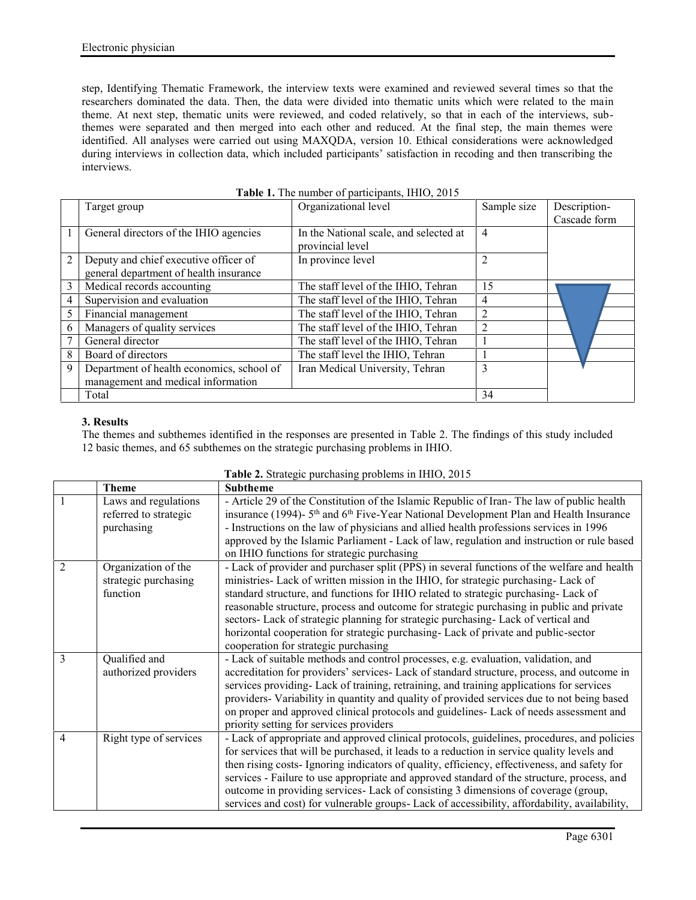step, Identifying Thematic Framework, the interview texts were examined and reviewed several times so that the researchers dominated the data. Then, the data were divided into thematic units which were related to the main theme. At next step, thematic units were reviewed, and coded relatively, so that in each of the interviews, sub-themes were separated and then merged into each other and reduced. At the final step, the main themes were identified. All analyses were carried out using MAXQDA, version 10. Ethical considerations were acknowledged during interviews in collection data, which included participants' satisfaction in recoding and then transcribing the interviews.

**Table 1.** The number of participants, IHIO, 2015

| | Target group | Organizational level | Sample size | Description-Cascade form |
|---|---|---|---|---|
| 1 | General directors of the IHIO agencies | In the National scale, and selected at provincial level | 4 | |
| 2 | Deputy and chief executive officer of general department of health insurance | In province level | 2 | |
| 3 | Medical records accounting | The staff level of the IHIO, Tehran | 15 | |
| 4 | Supervision and evaluation | The staff level of the IHIO, Tehran | 4 | |
| 5 | Financial management | The staff level of the IHIO, Tehran | 2 | |
| 6 | Managers of quality services | The staff level of the IHIO, Tehran | 2 | |
| 7 | General director | The staff level of the IHIO, Tehran | 1 | |
| 8 | Board of directors | The staff level the IHIO, Tehran | 1 | |
| 9 | Department of health economics, school of management and medical information | Iran Medical University, Tehran | 3 | |
| | Total | | 34 | |

## 3. Results

The themes and subthemes identified in the responses are presented in Table 2. The findings of this study included 12 basic themes, and 65 subthemes on the strategic purchasing problems in IHIO.

**Table 2.** Strategic purchasing problems in IHIO, 2015

| | Theme | Subtheme |
|---|---|---|
| 1 | Laws and regulations referred to strategic purchasing | - Article 29 of the Constitution of the Islamic Republic of Iran- The law of public health insurance (1994)- 5th and 6th Five-Year National Development Plan and Health Insurance - Instructions on the law of physicians and allied health professions services in 1996 approved by the Islamic Parliament - Lack of law, regulation and instruction or rule based on IHIO functions for strategic purchasing |
| 2 | Organization of the strategic purchasing function | - Lack of provider and purchaser split (PPS) in several functions of the welfare and health ministries- Lack of written mission in the IHIO, for strategic purchasing- Lack of standard structure, and functions for IHIO related to strategic purchasing- Lack of reasonable structure, process and outcome for strategic purchasing in public and private sectors- Lack of strategic planning for strategic purchasing- Lack of vertical and horizontal cooperation for strategic purchasing- Lack of private and public-sector cooperation for strategic purchasing |
| 3 | Qualified and authorized providers | - Lack of suitable methods and control processes, e.g. evaluation, validation, and accreditation for providers' services- Lack of standard structure, process, and outcome in services providing- Lack of training, retraining, and training applications for services providers- Variability in quantity and quality of provided services due to not being based on proper and approved clinical protocols and guidelines- Lack of needs assessment and priority setting for services providers |
| 4 | Right type of services | - Lack of appropriate and approved clinical protocols, guidelines, procedures, and policies for services that will be purchased, it leads to a reduction in service quality levels and then rising costs- Ignoring indicators of quality, efficiency, effectiveness, and safety for services - Failure to use appropriate and approved standard of the structure, process, and outcome in providing services- Lack of consisting 3 dimensions of coverage (group, services and cost) for vulnerable groups- Lack of accessibility, affordability, availability, |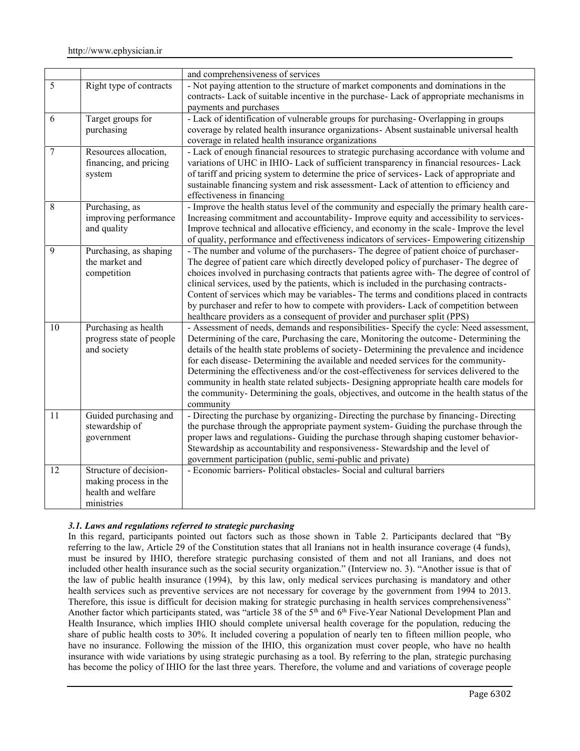| | | and comprehensiveness of services |
|---|---|---|
| 5 | Right type of contracts | - Not paying attention to the structure of market components and dominations in the contracts- Lack of suitable incentive in the purchase- Lack of appropriate mechanisms in payments and purchases |
| 6 | Target groups for purchasing | - Lack of identification of vulnerable groups for purchasing- Overlapping in groups coverage by related health insurance organizations- Absent sustainable universal health coverage in related health insurance organizations |
| 7 | Resources allocation, financing, and pricing system | - Lack of enough financial resources to strategic purchasing accordance with volume and variations of UHC in IHIO- Lack of sufficient transparency in financial resources- Lack of tariff and pricing system to determine the price of services- Lack of appropriate and sustainable financing system and risk assessment- Lack of attention to efficiency and effectiveness in financing |
| 8 | Purchasing, as improving performance and quality | - Improve the health status level of the community and especially the primary health care- Increasing commitment and accountability- Improve equity and accessibility to services- Improve technical and allocative efficiency, and economy in the scale- Improve the level of quality, performance and effectiveness indicators of services- Empowering citizenship |
| 9 | Purchasing, as shaping the market and competition | - The number and volume of the purchasers- The degree of patient choice of purchaser- The degree of patient care which directly developed policy of purchaser- The degree of choices involved in purchasing contracts that patients agree with- The degree of control of clinical services, used by the patients, which is included in the purchasing contracts- Content of services which may be variables- The terms and conditions placed in contracts by purchaser and refer to how to compete with providers- Lack of competition between healthcare providers as a consequent of provider and purchaser split (PPS) |
| 10 | Purchasing as health progress state of people and society | - Assessment of needs, demands and responsibilities- Specify the cycle: Need assessment, Determining of the care, Purchasing the care, Monitoring the outcome- Determining the details of the health state problems of society- Determining the prevalence and incidence for each disease- Determining the available and needed services for the community- Determining the effectiveness and/or the cost-effectiveness for services delivered to the community in health state related subjects- Designing appropriate health care models for the community- Determining the goals, objectives, and outcome in the health status of the community |
| 11 | Guided purchasing and stewardship of government | - Directing the purchase by organizing- Directing the purchase by financing- Directing the purchase through the appropriate payment system- Guiding the purchase through the proper laws and regulations- Guiding the purchase through shaping customer behavior- Stewardship as accountability and responsiveness- Stewardship and the level of government participation (public, semi-public and private) |
| 12 | Structure of decision-making process in the health and welfare ministries | - Economic barriers- Political obstacles- Social and cultural barriers |

### *3.1. Laws and regulations referred to strategic purchasing*

In this regard, participants pointed out factors such as those shown in Table 2. Participants declared that "By referring to the law, Article 29 of the Constitution states that all Iranians not in health insurance coverage (4 funds), must be insured by IHIO, therefore strategic purchasing consisted of them and not all Iranians, and does not included other health insurance such as the social security organization." (Interview no. 3). "Another issue is that of the law of public health insurance (1994), by this law, only medical services purchasing is mandatory and other health services such as preventive services are not necessary for coverage by the government from 1994 to 2013. Therefore, this issue is difficult for decision making for strategic purchasing in health services comprehensiveness" Another factor which participants stated, was "article 38 of the 5th and 6th Five-Year National Development Plan and Health Insurance, which implies IHIO should complete universal health coverage for the population, reducing the share of public health costs to 30%. It included covering a population of nearly ten to fifteen million people, who have no insurance. Following the mission of the IHIO, this organization must cover people, who have no health insurance with wide variations by using strategic purchasing as a tool. By referring to the plan, strategic purchasing has become the policy of IHIO for the last three years. Therefore, the volume and and variations of coverage people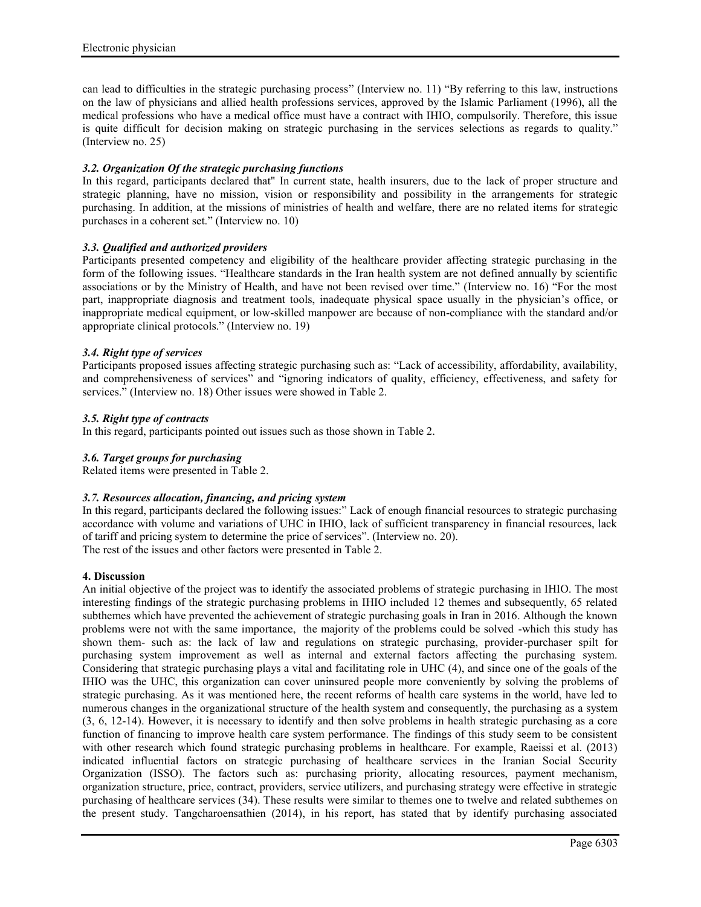can lead to difficulties in the strategic purchasing process" (Interview no. 11) "By referring to this law, instructions on the law of physicians and allied health professions services, approved by the Islamic Parliament (1996), all the medical professions who have a medical office must have a contract with IHIO, compulsorily. Therefore, this issue is quite difficult for decision making on strategic purchasing in the services selections as regards to quality." (Interview no. 25)

### *3.2. Organization Of the strategic purchasing functions*

In this regard, participants declared that" In current state, health insurers, due to the lack of proper structure and strategic planning, have no mission, vision or responsibility and possibility in the arrangements for strategic purchasing. In addition, at the missions of ministries of health and welfare, there are no related items for strategic purchases in a coherent set." (Interview no. 10)

### *3.3. Qualified and authorized providers*

Participants presented competency and eligibility of the healthcare provider affecting strategic purchasing in the form of the following issues. "Healthcare standards in the Iran health system are not defined annually by scientific associations or by the Ministry of Health, and have not been revised over time." (Interview no. 16) "For the most part, inappropriate diagnosis and treatment tools, inadequate physical space usually in the physician's office, or inappropriate medical equipment, or low-skilled manpower are because of non-compliance with the standard and/or appropriate clinical protocols." (Interview no. 19)

### *3.4. Right type of services*

Participants proposed issues affecting strategic purchasing such as: "Lack of accessibility, affordability, availability, and comprehensiveness of services" and "ignoring indicators of quality, efficiency, effectiveness, and safety for services." (Interview no. 18) Other issues were showed in Table 2.

### *3.5. Right type of contracts*

In this regard, participants pointed out issues such as those shown in Table 2.

### *3.6. Target groups for purchasing*

Related items were presented in Table 2.

### *3.7. Resources allocation, financing, and pricing system*

In this regard, participants declared the following issues:" Lack of enough financial resources to strategic purchasing accordance with volume and variations of UHC in IHIO, lack of sufficient transparency in financial resources, lack of tariff and pricing system to determine the price of services". (Interview no. 20).
The rest of the issues and other factors were presented in Table 2.

## 4. Discussion

An initial objective of the project was to identify the associated problems of strategic purchasing in IHIO. The most interesting findings of the strategic purchasing problems in IHIO included 12 themes and subsequently, 65 related subthemes which have prevented the achievement of strategic purchasing goals in Iran in 2016. Although the known problems were not with the same importance, the majority of the problems could be solved -which this study has shown them- such as: the lack of law and regulations on strategic purchasing, provider-purchaser spilt for purchasing system improvement as well as internal and external factors affecting the purchasing system. Considering that strategic purchasing plays a vital and facilitating role in UHC (4), and since one of the goals of the IHIO was the UHC, this organization can cover uninsured people more conveniently by solving the problems of strategic purchasing. As it was mentioned here, the recent reforms of health care systems in the world, have led to numerous changes in the organizational structure of the health system and consequently, the purchasing as a system (3, 6, 12-14). However, it is necessary to identify and then solve problems in health strategic purchasing as a core function of financing to improve health care system performance. The findings of this study seem to be consistent with other research which found strategic purchasing problems in healthcare. For example, Raeissi et al. (2013) indicated influential factors on strategic purchasing of healthcare services in the Iranian Social Security Organization (ISSO). The factors such as: purchasing priority, allocating resources, payment mechanism, organization structure, price, contract, providers, service utilizers, and purchasing strategy were effective in strategic purchasing of healthcare services (34). These results were similar to themes one to twelve and related subthemes on the present study. Tangcharoensathien (2014), in his report, has stated that by identify purchasing associated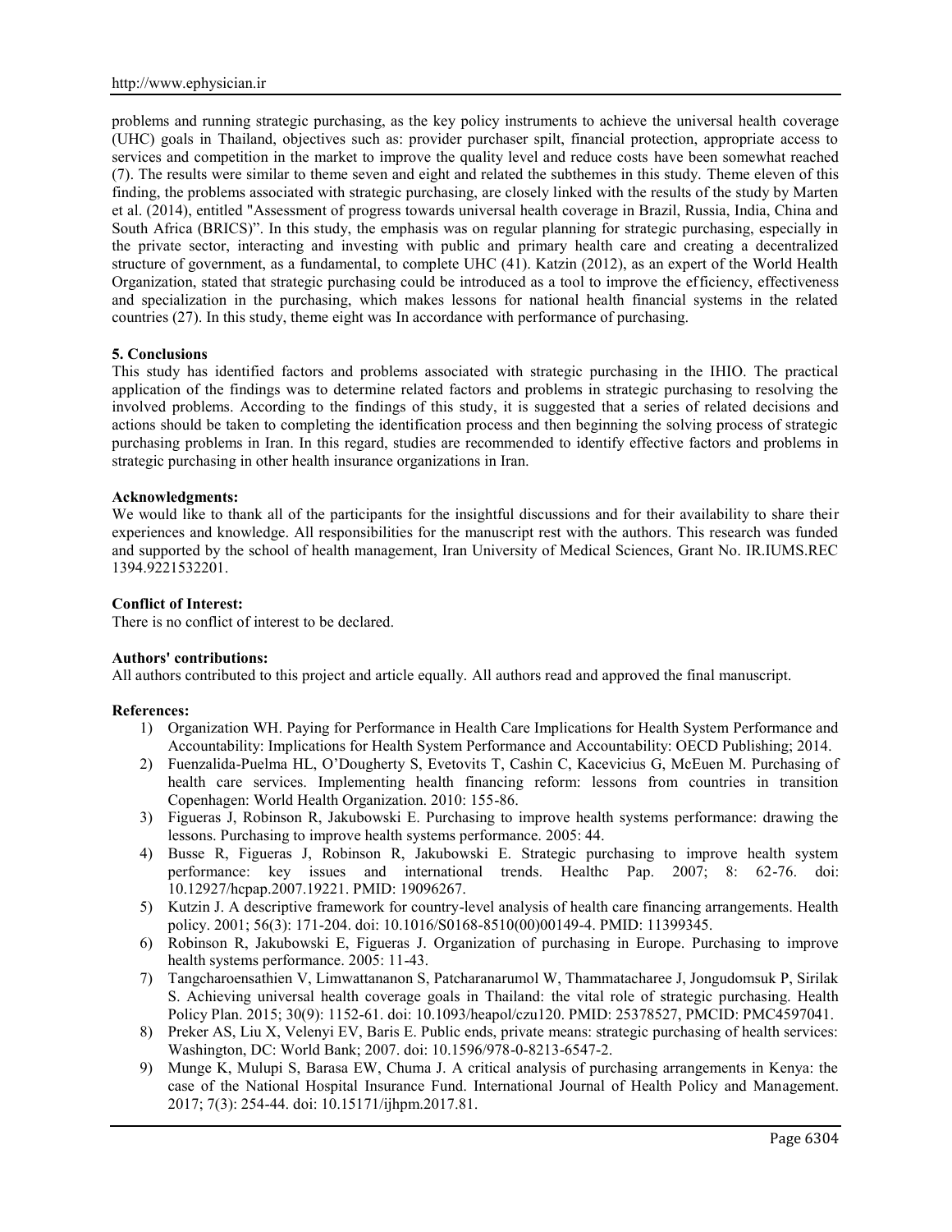problems and running strategic purchasing, as the key policy instruments to achieve the universal health coverage (UHC) goals in Thailand, objectives such as: provider purchaser spilt, financial protection, appropriate access to services and competition in the market to improve the quality level and reduce costs have been somewhat reached (7). The results were similar to theme seven and eight and related the subthemes in this study. Theme eleven of this finding, the problems associated with strategic purchasing, are closely linked with the results of the study by Marten et al. (2014), entitled "Assessment of progress towards universal health coverage in Brazil, Russia, India, China and South Africa (BRICS)". In this study, the emphasis was on regular planning for strategic purchasing, especially in the private sector, interacting and investing with public and primary health care and creating a decentralized structure of government, as a fundamental, to complete UHC (41). Katzin (2012), as an expert of the World Health Organization, stated that strategic purchasing could be introduced as a tool to improve the efficiency, effectiveness and specialization in the purchasing, which makes lessons for national health financial systems in the related countries (27). In this study, theme eight was In accordance with performance of purchasing.

## 5. Conclusions

This study has identified factors and problems associated with strategic purchasing in the IHIO. The practical application of the findings was to determine related factors and problems in strategic purchasing to resolving the involved problems. According to the findings of this study, it is suggested that a series of related decisions and actions should be taken to completing the identification process and then beginning the solving process of strategic purchasing problems in Iran. In this regard, studies are recommended to identify effective factors and problems in strategic purchasing in other health insurance organizations in Iran.

**Acknowledgments:**

We would like to thank all of the participants for the insightful discussions and for their availability to share their experiences and knowledge. All responsibilities for the manuscript rest with the authors. This research was funded and supported by the school of health management, Iran University of Medical Sciences, Grant No. IR.IUMS.REC 1394.9221532201.

**Conflict of Interest:**

There is no conflict of interest to be declared.

**Authors' contributions:**

All authors contributed to this project and article equally. All authors read and approved the final manuscript.

**References:**

1) Organization WH. Paying for Performance in Health Care Implications for Health System Performance and Accountability: Implications for Health System Performance and Accountability: OECD Publishing; 2014.
2) Fuenzalida-Puelma HL, O'Dougherty S, Evetovits T, Cashin C, Kacevicius G, McEuen M. Purchasing of health care services. Implementing health financing reform: lessons from countries in transition Copenhagen: World Health Organization. 2010: 155-86.
3) Figueras J, Robinson R, Jakubowski E. Purchasing to improve health systems performance: drawing the lessons. Purchasing to improve health systems performance. 2005: 44.
4) Busse R, Figueras J, Robinson R, Jakubowski E. Strategic purchasing to improve health system performance: key issues and international trends. Healthc Pap. 2007; 8: 62-76. doi: 10.12927/hcpap.2007.19221. PMID: 19096267.
5) Kutzin J. A descriptive framework for country-level analysis of health care financing arrangements. Health policy. 2001; 56(3): 171-204. doi: 10.1016/S0168-8510(00)00149-4. PMID: 11399345.
6) Robinson R, Jakubowski E, Figueras J. Organization of purchasing in Europe. Purchasing to improve health systems performance. 2005: 11-43.
7) Tangcharoensathien V, Limwattananon S, Patcharanarumol W, Thammatacharee J, Jongudomsuk P, Sirilak S. Achieving universal health coverage goals in Thailand: the vital role of strategic purchasing. Health Policy Plan. 2015; 30(9): 1152-61. doi: 10.1093/heapol/czu120. PMID: 25378527, PMCID: PMC4597041.
8) Preker AS, Liu X, Velenyi EV, Baris E. Public ends, private means: strategic purchasing of health services: Washington, DC: World Bank; 2007. doi: 10.1596/978-0-8213-6547-2.
9) Munge K, Mulupi S, Barasa EW, Chuma J. A critical analysis of purchasing arrangements in Kenya: the case of the National Hospital Insurance Fund. International Journal of Health Policy and Management. 2017; 7(3): 254-44. doi: 10.15171/ijhpm.2017.81.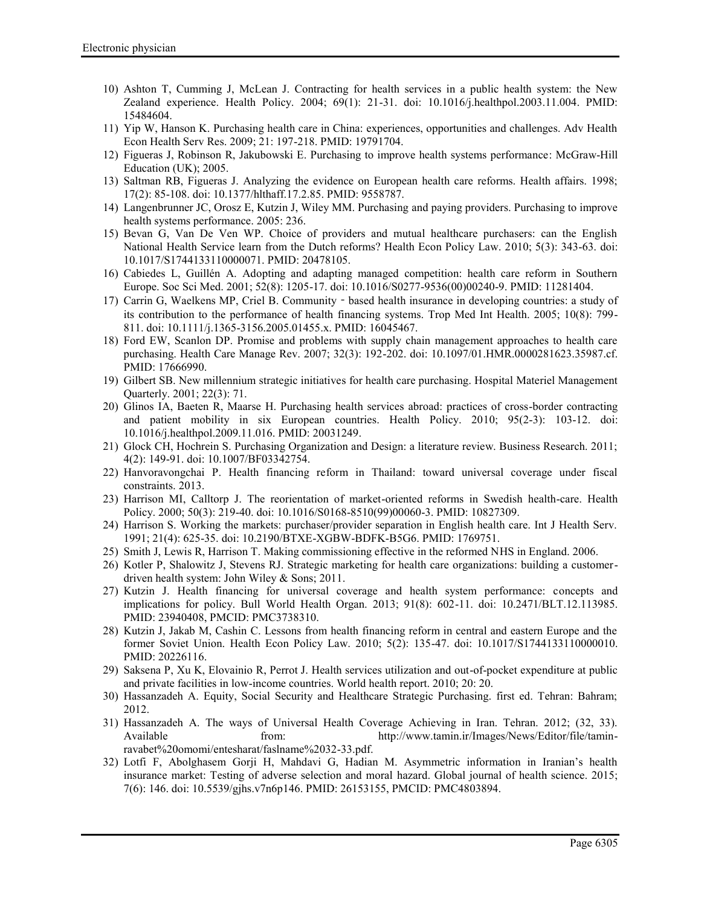10) Ashton T, Cumming J, McLean J. Contracting for health services in a public health system: the New Zealand experience. Health Policy. 2004; 69(1): 21-31. doi: 10.1016/j.healthpol.2003.11.004. PMID: 15484604.
11) Yip W, Hanson K. Purchasing health care in China: experiences, opportunities and challenges. Adv Health Econ Health Serv Res. 2009; 21: 197-218. PMID: 19791704.
12) Figueras J, Robinson R, Jakubowski E. Purchasing to improve health systems performance: McGraw-Hill Education (UK); 2005.
13) Saltman RB, Figueras J. Analyzing the evidence on European health care reforms. Health affairs. 1998; 17(2): 85-108. doi: 10.1377/hlthaff.17.2.85. PMID: 9558787.
14) Langenbrunner JC, Orosz E, Kutzin J, Wiley MM. Purchasing and paying providers. Purchasing to improve health systems performance. 2005: 236.
15) Bevan G, Van De Ven WP. Choice of providers and mutual healthcare purchasers: can the English National Health Service learn from the Dutch reforms? Health Econ Policy Law. 2010; 5(3): 343-63. doi: 10.1017/S1744133110000071. PMID: 20478105.
16) Cabiedes L, Guillén A. Adopting and adapting managed competition: health care reform in Southern Europe. Soc Sci Med. 2001; 52(8): 1205-17. doi: 10.1016/S0277-9536(00)00240-9. PMID: 11281404.
17) Carrin G, Waelkens MP, Criel B. Community - based health insurance in developing countries: a study of its contribution to the performance of health financing systems. Trop Med Int Health. 2005; 10(8): 799-811. doi: 10.1111/j.1365-3156.2005.01455.x. PMID: 16045467.
18) Ford EW, Scanlon DP. Promise and problems with supply chain management approaches to health care purchasing. Health Care Manage Rev. 2007; 32(3): 192-202. doi: 10.1097/01.HMR.0000281623.35987.cf. PMID: 17666990.
19) Gilbert SB. New millennium strategic initiatives for health care purchasing. Hospital Materiel Management Quarterly. 2001; 22(3): 71.
20) Glinos IA, Baeten R, Maarse H. Purchasing health services abroad: practices of cross-border contracting and patient mobility in six European countries. Health Policy. 2010; 95(2-3): 103-12. doi: 10.1016/j.healthpol.2009.11.016. PMID: 20031249.
21) Glock CH, Hochrein S. Purchasing Organization and Design: a literature review. Business Research. 2011; 4(2): 149-91. doi: 10.1007/BF03342754.
22) Hanvoravongchai P. Health financing reform in Thailand: toward universal coverage under fiscal constraints. 2013.
23) Harrison MI, Calltorp J. The reorientation of market-oriented reforms in Swedish health-care. Health Policy. 2000; 50(3): 219-40. doi: 10.1016/S0168-8510(99)00060-3. PMID: 10827309.
24) Harrison S. Working the markets: purchaser/provider separation in English health care. Int J Health Serv. 1991; 21(4): 625-35. doi: 10.2190/BTXE-XGBW-BDFK-B5G6. PMID: 1769751.
25) Smith J, Lewis R, Harrison T. Making commissioning effective in the reformed NHS in England. 2006.
26) Kotler P, Shalowitz J, Stevens RJ. Strategic marketing for health care organizations: building a customer-driven health system: John Wiley & Sons; 2011.
27) Kutzin J. Health financing for universal coverage and health system performance: concepts and implications for policy. Bull World Health Organ. 2013; 91(8): 602-11. doi: 10.2471/BLT.12.113985. PMID: 23940408, PMCID: PMC3738310.
28) Kutzin J, Jakab M, Cashin C. Lessons from health financing reform in central and eastern Europe and the former Soviet Union. Health Econ Policy Law. 2010; 5(2): 135-47. doi: 10.1017/S1744133110000010. PMID: 20226116.
29) Saksena P, Xu K, Elovainio R, Perrot J. Health services utilization and out-of-pocket expenditure at public and private facilities in low-income countries. World health report. 2010; 20: 20.
30) Hassanzadeh A. Equity, Social Security and Healthcare Strategic Purchasing. first ed. Tehran: Bahram; 2012.
31) Hassanzadeh A. The ways of Universal Health Coverage Achieving in Iran. Tehran. 2012; (32, 33). Available from: http://www.tamin.ir/Images/News/Editor/file/tamin-ravabet%20omomi/entesharat/faslname%2032-33.pdf.
32) Lotfi F, Abolghasem Gorji H, Mahdavi G, Hadian M. Asymmetric information in Iranian's health insurance market: Testing of adverse selection and moral hazard. Global journal of health science. 2015; 7(6): 146. doi: 10.5539/gjhs.v7n6p146. PMID: 26153155, PMCID: PMC4803894.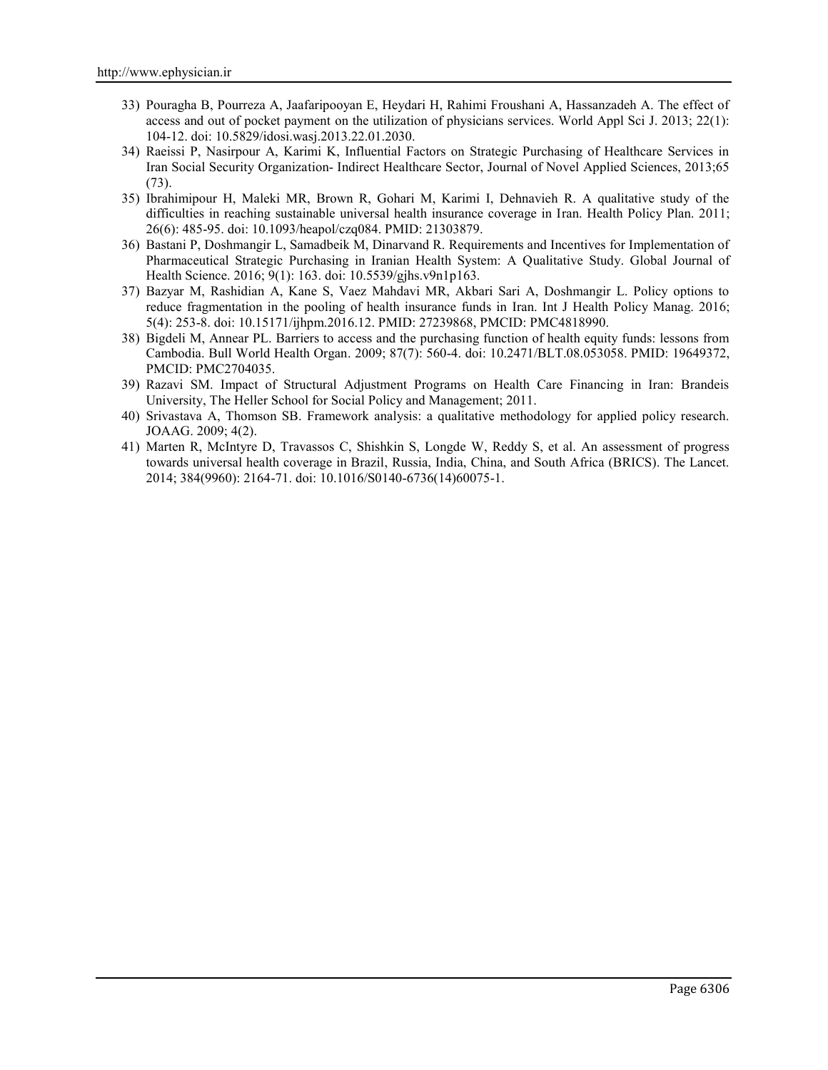33) Pouragha B, Pourreza A, Jaafaripooyan E, Heydari H, Rahimi Froushani A, Hassanzadeh A. The effect of access and out of pocket payment on the utilization of physicians services. World Appl Sci J. 2013; 22(1): 104-12. doi: 10.5829/idosi.wasj.2013.22.01.2030.
34) Raeissi P, Nasirpour A, Karimi K, Influential Factors on Strategic Purchasing of Healthcare Services in Iran Social Security Organization- Indirect Healthcare Sector, Journal of Novel Applied Sciences, 2013;65 (73).
35) Ibrahimipour H, Maleki MR, Brown R, Gohari M, Karimi I, Dehnavieh R. A qualitative study of the difficulties in reaching sustainable universal health insurance coverage in Iran. Health Policy Plan. 2011; 26(6): 485-95. doi: 10.1093/heapol/czq084. PMID: 21303879.
36) Bastani P, Doshmangir L, Samadbeik M, Dinarvand R. Requirements and Incentives for Implementation of Pharmaceutical Strategic Purchasing in Iranian Health System: A Qualitative Study. Global Journal of Health Science. 2016; 9(1): 163. doi: 10.5539/gjhs.v9n1p163.
37) Bazyar M, Rashidian A, Kane S, Vaez Mahdavi MR, Akbari Sari A, Doshmangir L. Policy options to reduce fragmentation in the pooling of health insurance funds in Iran. Int J Health Policy Manag. 2016; 5(4): 253-8. doi: 10.15171/ijhpm.2016.12. PMID: 27239868, PMCID: PMC4818990.
38) Bigdeli M, Annear PL. Barriers to access and the purchasing function of health equity funds: lessons from Cambodia. Bull World Health Organ. 2009; 87(7): 560-4. doi: 10.2471/BLT.08.053058. PMID: 19649372, PMCID: PMC2704035.
39) Razavi SM. Impact of Structural Adjustment Programs on Health Care Financing in Iran: Brandeis University, The Heller School for Social Policy and Management; 2011.
40) Srivastava A, Thomson SB. Framework analysis: a qualitative methodology for applied policy research. JOAAG. 2009; 4(2).
41) Marten R, McIntyre D, Travassos C, Shishkin S, Longde W, Reddy S, et al. An assessment of progress towards universal health coverage in Brazil, Russia, India, China, and South Africa (BRICS). The Lancet. 2014; 384(9960): 2164-71. doi: 10.1016/S0140-6736(14)60075-1.